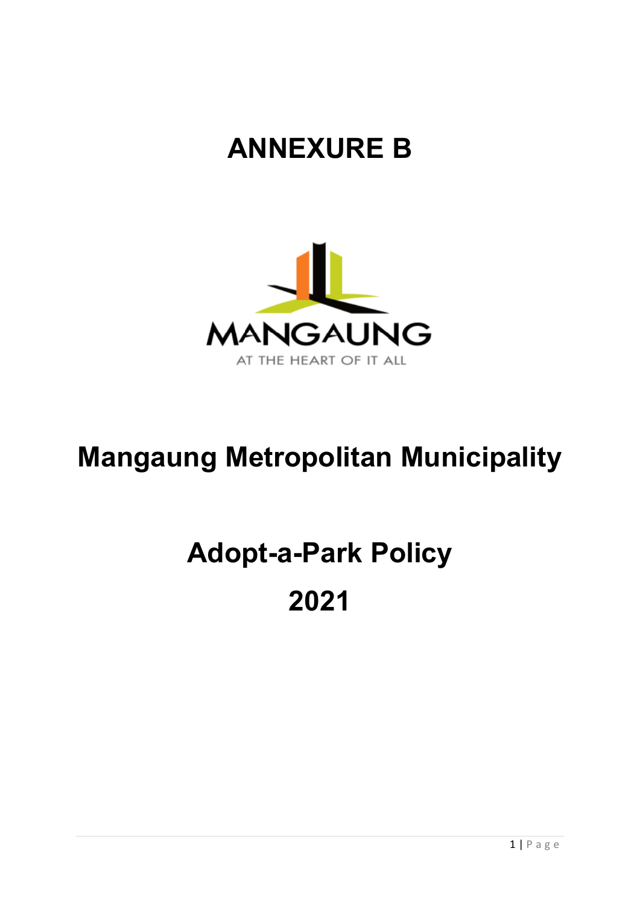# ANNEXURE B

MANGAUNG

AT THE HEART OF IT ALL

# Mangaung Metropolitan Municipality

# Adopt-a-Park Policy

# 2021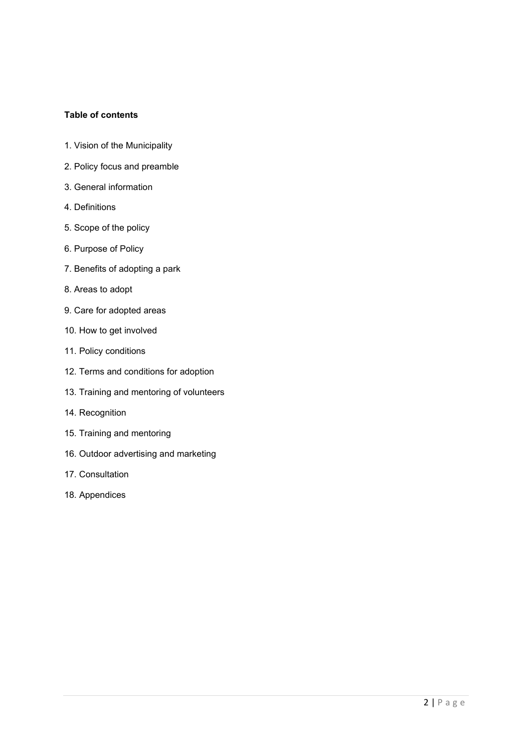**Table of contents**

1. Vision of the Municipality
2. Policy focus and preamble
3. General information
4. Definitions
5. Scope of the policy
6. Purpose of Policy
7. Benefits of adopting a park
8. Areas to adopt
9. Care for adopted areas
10. How to get involved
11. Policy conditions
12. Terms and conditions for adoption
13. Training and mentoring of volunteers
14. Recognition
15. Training and mentoring
16. Outdoor advertising and marketing
17. Consultation
18. Appendices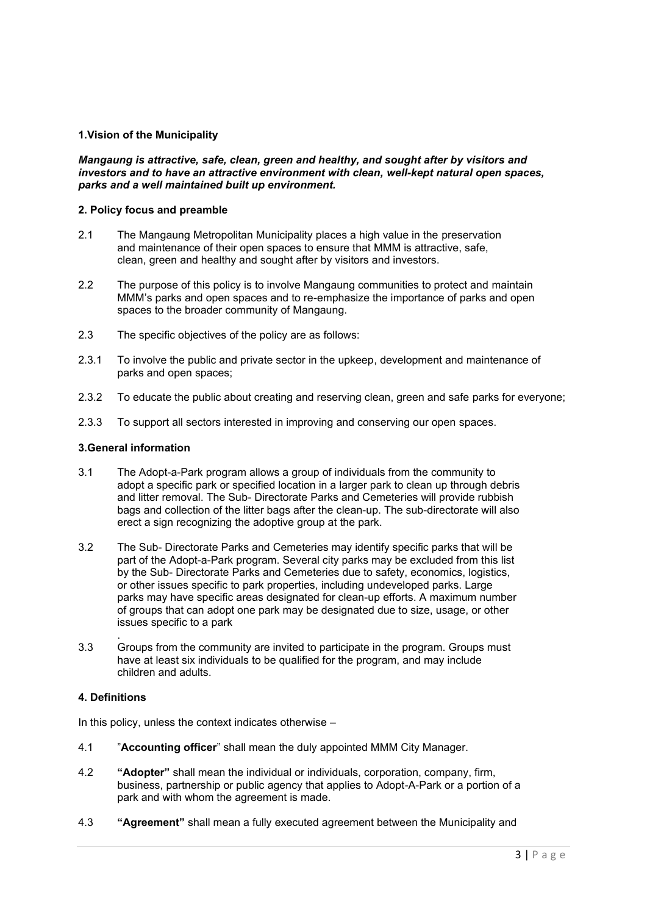## 1.Vision of the Municipality

***Mangaung is attractive, safe, clean, green and healthy, and sought after by visitors and investors and to have an attractive environment with clean, well-kept natural open spaces, parks and a well maintained built up environment.***

## 2. Policy focus and preamble

2.1 The Mangaung Metropolitan Municipality places a high value in the preservation and maintenance of their open spaces to ensure that MMM is attractive, safe, clean, green and healthy and sought after by visitors and investors.

2.2 The purpose of this policy is to involve Mangaung communities to protect and maintain MMM's parks and open spaces and to re-emphasize the importance of parks and open spaces to the broader community of Mangaung.

2.3 The specific objectives of the policy are as follows:

2.3.1 To involve the public and private sector in the upkeep, development and maintenance of parks and open spaces;

2.3.2 To educate the public about creating and reserving clean, green and safe parks for everyone;

2.3.3 To support all sectors interested in improving and conserving our open spaces.

## 3.General information

3.1 The Adopt-a-Park program allows a group of individuals from the community to adopt a specific park or specified location in a larger park to clean up through debris and litter removal. The Sub- Directorate Parks and Cemeteries will provide rubbish bags and collection of the litter bags after the clean-up. The sub-directorate will also erect a sign recognizing the adoptive group at the park.

3.2 The Sub- Directorate Parks and Cemeteries may identify specific parks that will be part of the Adopt-a-Park program. Several city parks may be excluded from this list by the Sub- Directorate Parks and Cemeteries due to safety, economics, logistics, or other issues specific to park properties, including undeveloped parks. Large parks may have specific areas designated for clean-up efforts. A maximum number of groups that can adopt one park may be designated due to size, usage, or other issues specific to a park
.

3.3 Groups from the community are invited to participate in the program. Groups must have at least six individuals to be qualified for the program, and may include children and adults.

## 4. Definitions

In this policy, unless the context indicates otherwise –

4.1 "**Accounting officer**" shall mean the duly appointed MMM City Manager.

4.2 **"Adopter"** shall mean the individual or individuals, corporation, company, firm, business, partnership or public agency that applies to Adopt-A-Park or a portion of a park and with whom the agreement is made.

4.3 **"Agreement"** shall mean a fully executed agreement between the Municipality and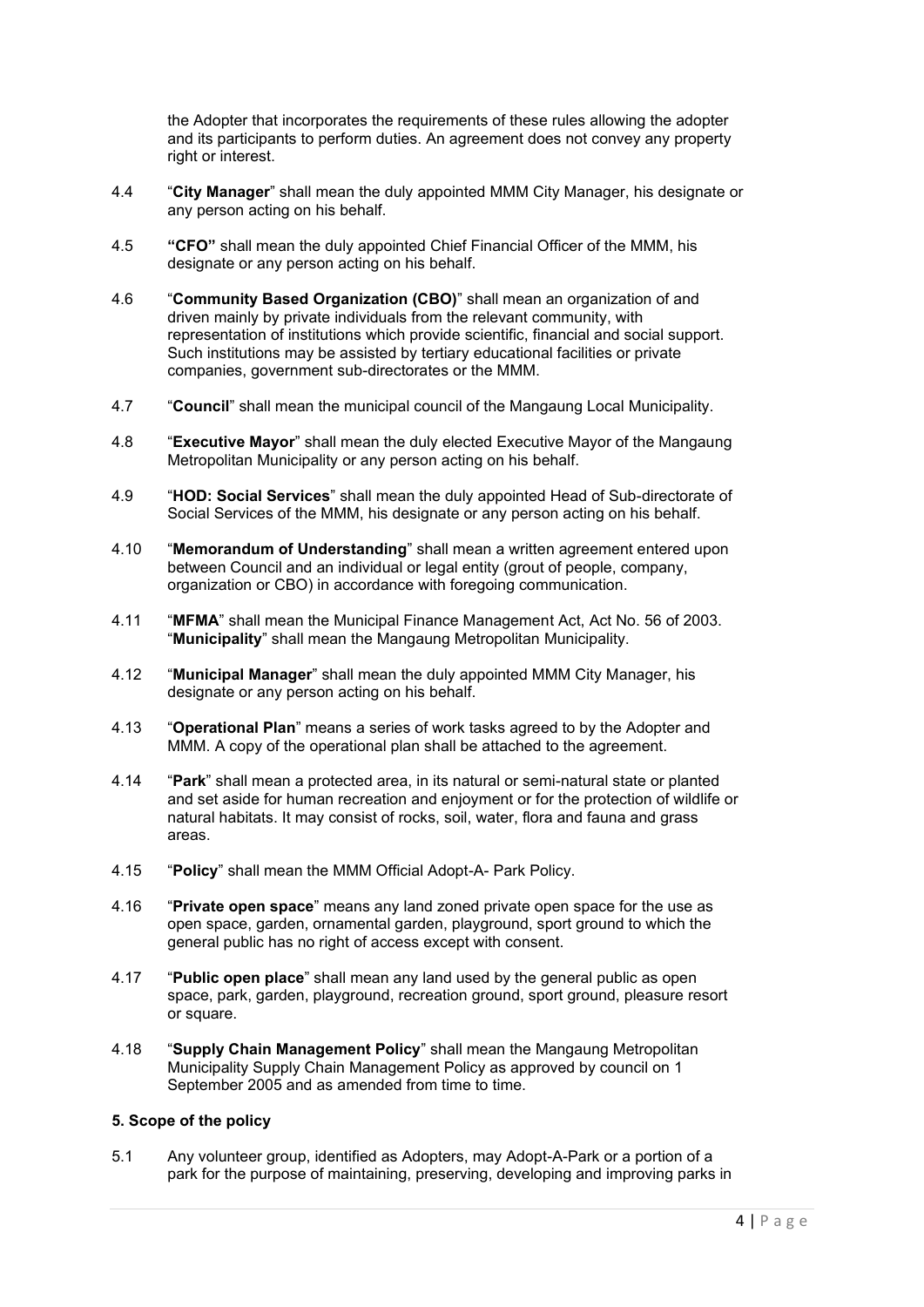the Adopter that incorporates the requirements of these rules allowing the adopter and its participants to perform duties. An agreement does not convey any property right or interest.

4.4 "**City Manager**" shall mean the duly appointed MMM City Manager, his designate or any person acting on his behalf.

4.5 **"CFO"** shall mean the duly appointed Chief Financial Officer of the MMM, his designate or any person acting on his behalf.

4.6 "**Community Based Organization (CBO)**" shall mean an organization of and driven mainly by private individuals from the relevant community, with representation of institutions which provide scientific, financial and social support. Such institutions may be assisted by tertiary educational facilities or private companies, government sub-directorates or the MMM.

4.7 "**Council**" shall mean the municipal council of the Mangaung Local Municipality.

4.8 "**Executive Mayor**" shall mean the duly elected Executive Mayor of the Mangaung Metropolitan Municipality or any person acting on his behalf.

4.9 "**HOD: Social Services**" shall mean the duly appointed Head of Sub-directorate of Social Services of the MMM, his designate or any person acting on his behalf.

4.10 "**Memorandum of Understanding**" shall mean a written agreement entered upon between Council and an individual or legal entity (grout of people, company, organization or CBO) in accordance with foregoing communication.

4.11 "**MFMA**" shall mean the Municipal Finance Management Act, Act No. 56 of 2003. "**Municipality**" shall mean the Mangaung Metropolitan Municipality.

4.12 "**Municipal Manager**" shall mean the duly appointed MMM City Manager, his designate or any person acting on his behalf.

4.13 "**Operational Plan**" means a series of work tasks agreed to by the Adopter and MMM. A copy of the operational plan shall be attached to the agreement.

4.14 "**Park**" shall mean a protected area, in its natural or semi-natural state or planted and set aside for human recreation and enjoyment or for the protection of wildlife or natural habitats. It may consist of rocks, soil, water, flora and fauna and grass areas.

4.15 "**Policy**" shall mean the MMM Official Adopt-A- Park Policy.

4.16 "**Private open space**" means any land zoned private open space for the use as open space, garden, ornamental garden, playground, sport ground to which the general public has no right of access except with consent.

4.17 "**Public open place**" shall mean any land used by the general public as open space, park, garden, playground, recreation ground, sport ground, pleasure resort or square.

4.18 "**Supply Chain Management Policy**" shall mean the Mangaung Metropolitan Municipality Supply Chain Management Policy as approved by council on 1 September 2005 and as amended from time to time.

### 5. Scope of the policy

5.1 Any volunteer group, identified as Adopters, may Adopt-A-Park or a portion of a park for the purpose of maintaining, preserving, developing and improving parks in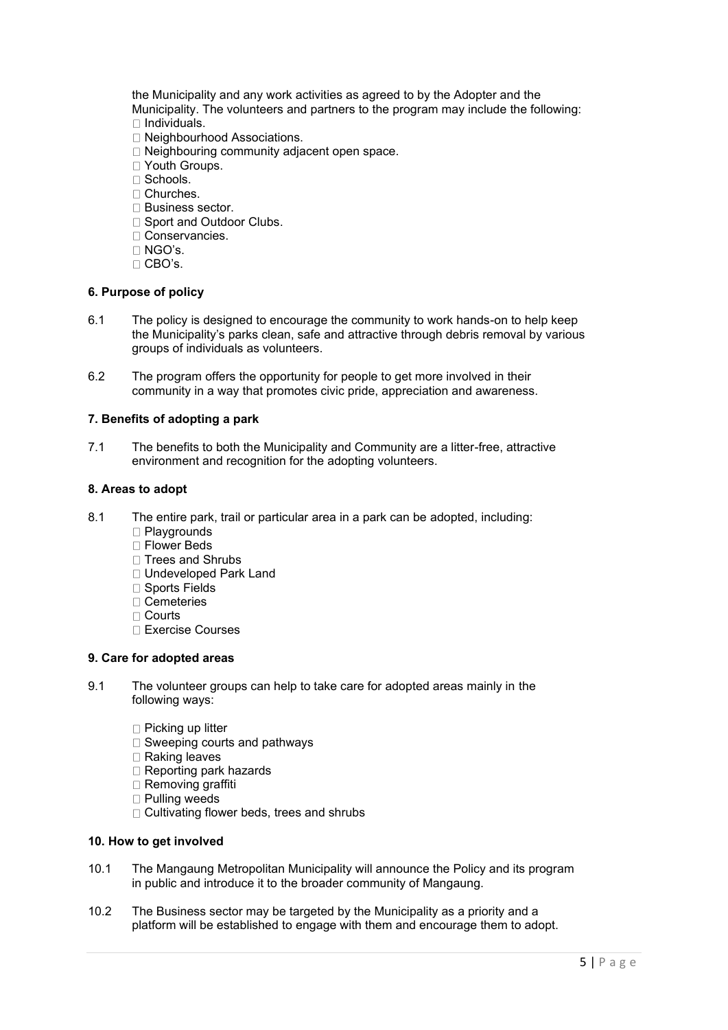the Municipality and any work activities as agreed to by the Adopter and the Municipality. The volunteers and partners to the program may include the following:

- Individuals.
- Neighbourhood Associations.
- Neighbouring community adjacent open space.
- Youth Groups.
- Schools.
- Churches.
- Business sector.
- Sport and Outdoor Clubs.
- Conservancies.
- NGO's.
- CBO's.

**6. Purpose of policy**

6.1 The policy is designed to encourage the community to work hands-on to help keep the Municipality's parks clean, safe and attractive through debris removal by various groups of individuals as volunteers.

6.2 The program offers the opportunity for people to get more involved in their community in a way that promotes civic pride, appreciation and awareness.

**7. Benefits of adopting a park**

7.1 The benefits to both the Municipality and Community are a litter-free, attractive environment and recognition for the adopting volunteers.

**8. Areas to adopt**

8.1 The entire park, trail or particular area in a park can be adopted, including:

- Playgrounds
- Flower Beds
- Trees and Shrubs
- Undeveloped Park Land
- Sports Fields
- Cemeteries
- Courts
- Exercise Courses

**9. Care for adopted areas**

9.1 The volunteer groups can help to take care for adopted areas mainly in the following ways:

- Picking up litter
- Sweeping courts and pathways
- Raking leaves
- Reporting park hazards
- Removing graffiti
- Pulling weeds
- Cultivating flower beds, trees and shrubs

**10. How to get involved**

10.1 The Mangaung Metropolitan Municipality will announce the Policy and its program in public and introduce it to the broader community of Mangaung.

10.2 The Business sector may be targeted by the Municipality as a priority and a platform will be established to engage with them and encourage them to adopt.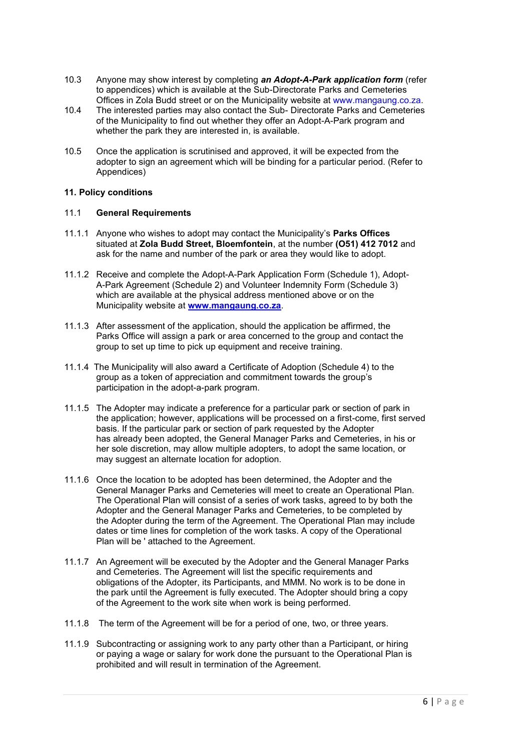10.3 Anyone may show interest by completing ***an Adopt-A-Park application form*** (refer to appendices) which is available at the Sub-Directorate Parks and Cemeteries Offices in Zola Budd street or on the Municipality website at www.mangaung.co.za.

10.4 The interested parties may also contact the Sub- Directorate Parks and Cemeteries of the Municipality to find out whether they offer an Adopt-A-Park program and whether the park they are interested in, is available.

10.5 Once the application is scrutinised and approved, it will be expected from the adopter to sign an agreement which will be binding for a particular period. (Refer to Appendices)

**11. Policy conditions**

11.1 **General Requirements**

11.1.1 Anyone who wishes to adopt may contact the Municipality's **Parks Offices** situated at **Zola Budd Street, Bloemfontein**, at the number **(O51) 412 7012** and ask for the name and number of the park or area they would like to adopt.

11.1.2 Receive and complete the Adopt-A-Park Application Form (Schedule 1), Adopt-A-Park Agreement (Schedule 2) and Volunteer Indemnity Form (Schedule 3) which are available at the physical address mentioned above or on the Municipality website at **www.mangaung.co.za**.

11.1.3 After assessment of the application, should the application be affirmed, the Parks Office will assign a park or area concerned to the group and contact the group to set up time to pick up equipment and receive training.

11.1.4 The Municipality will also award a Certificate of Adoption (Schedule 4) to the group as a token of appreciation and commitment towards the group's participation in the adopt-a-park program.

11.1.5 The Adopter may indicate a preference for a particular park or section of park in the application; however, applications will be processed on a first-come, first served basis. If the particular park or section of park requested by the Adopter has already been adopted, the General Manager Parks and Cemeteries, in his or her sole discretion, may allow multiple adopters, to adopt the same location, or may suggest an alternate location for adoption.

11.1.6 Once the location to be adopted has been determined, the Adopter and the General Manager Parks and Cemeteries will meet to create an Operational Plan. The Operational Plan will consist of a series of work tasks, agreed to by both the Adopter and the General Manager Parks and Cemeteries, to be completed by the Adopter during the term of the Agreement. The Operational Plan may include dates or time lines for completion of the work tasks. A copy of the Operational Plan will be ' attached to the Agreement.

11.1.7 An Agreement will be executed by the Adopter and the General Manager Parks and Cemeteries. The Agreement will list the specific requirements and obligations of the Adopter, its Participants, and MMM. No work is to be done in the park until the Agreement is fully executed. The Adopter should bring a copy of the Agreement to the work site when work is being performed.

11.1.8 The term of the Agreement will be for a period of one, two, or three years.

11.1.9 Subcontracting or assigning work to any party other than a Participant, or hiring or paying a wage or salary for work done the pursuant to the Operational Plan is prohibited and will result in termination of the Agreement.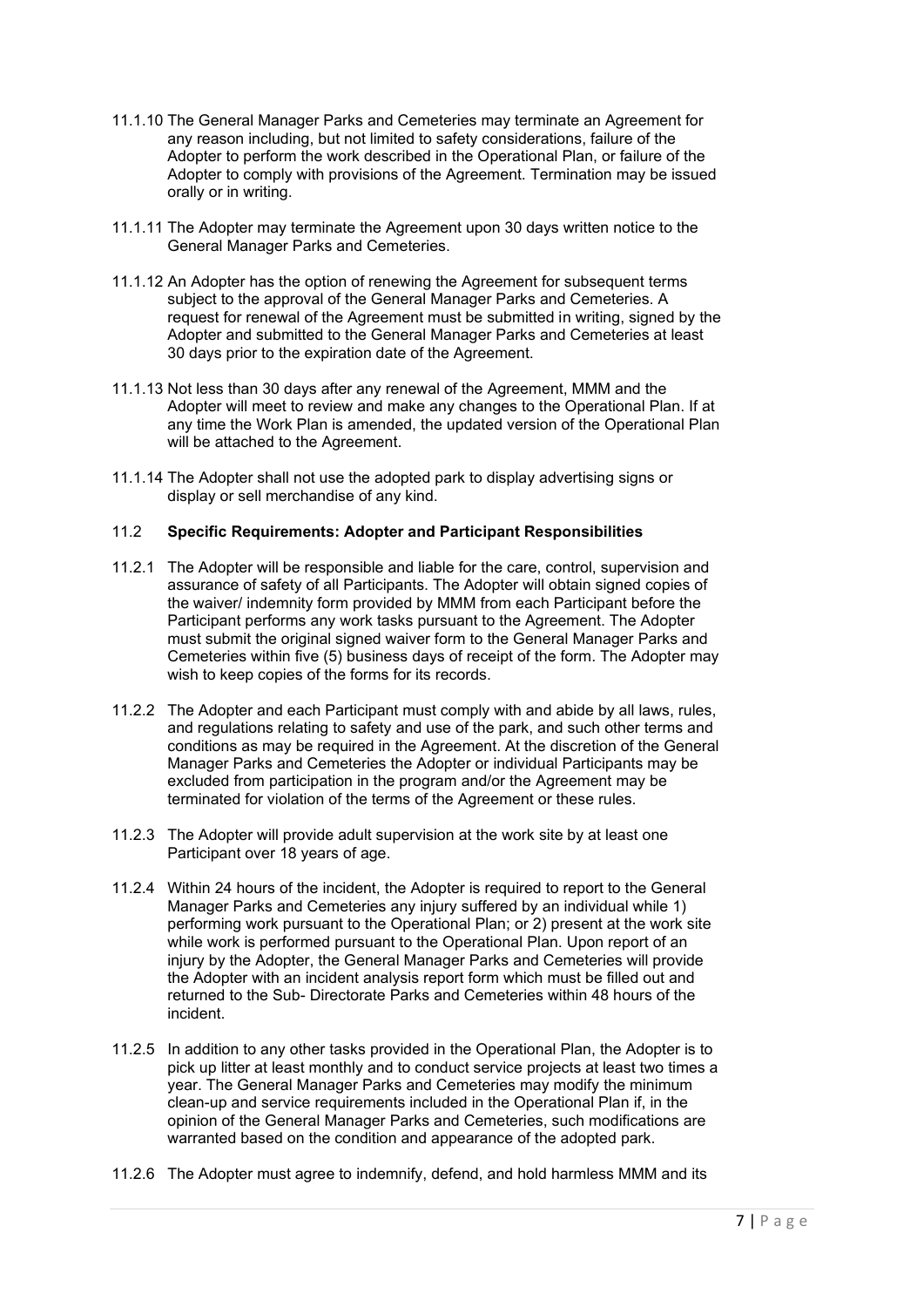11.1.10 The General Manager Parks and Cemeteries may terminate an Agreement for any reason including, but not limited to safety considerations, failure of the Adopter to perform the work described in the Operational Plan, or failure of the Adopter to comply with provisions of the Agreement. Termination may be issued orally or in writing.

11.1.11 The Adopter may terminate the Agreement upon 30 days written notice to the General Manager Parks and Cemeteries.

11.1.12 An Adopter has the option of renewing the Agreement for subsequent terms subject to the approval of the General Manager Parks and Cemeteries. A request for renewal of the Agreement must be submitted in writing, signed by the Adopter and submitted to the General Manager Parks and Cemeteries at least 30 days prior to the expiration date of the Agreement.

11.1.13 Not less than 30 days after any renewal of the Agreement, MMM and the Adopter will meet to review and make any changes to the Operational Plan. If at any time the Work Plan is amended, the updated version of the Operational Plan will be attached to the Agreement.

11.1.14 The Adopter shall not use the adopted park to display advertising signs or display or sell merchandise of any kind.

### 11.2 **Specific Requirements: Adopter and Participant Responsibilities**

11.2.1 The Adopter will be responsible and liable for the care, control, supervision and assurance of safety of all Participants. The Adopter will obtain signed copies of the waiver/ indemnity form provided by MMM from each Participant before the Participant performs any work tasks pursuant to the Agreement. The Adopter must submit the original signed waiver form to the General Manager Parks and Cemeteries within five (5) business days of receipt of the form. The Adopter may wish to keep copies of the forms for its records.

11.2.2 The Adopter and each Participant must comply with and abide by all laws, rules, and regulations relating to safety and use of the park, and such other terms and conditions as may be required in the Agreement. At the discretion of the General Manager Parks and Cemeteries the Adopter or individual Participants may be excluded from participation in the program and/or the Agreement may be terminated for violation of the terms of the Agreement or these rules.

11.2.3 The Adopter will provide adult supervision at the work site by at least one Participant over 18 years of age.

11.2.4 Within 24 hours of the incident, the Adopter is required to report to the General Manager Parks and Cemeteries any injury suffered by an individual while 1) performing work pursuant to the Operational Plan; or 2) present at the work site while work is performed pursuant to the Operational Plan. Upon report of an injury by the Adopter, the General Manager Parks and Cemeteries will provide the Adopter with an incident analysis report form which must be filled out and returned to the Sub- Directorate Parks and Cemeteries within 48 hours of the incident.

11.2.5 In addition to any other tasks provided in the Operational Plan, the Adopter is to pick up litter at least monthly and to conduct service projects at least two times a year. The General Manager Parks and Cemeteries may modify the minimum clean-up and service requirements included in the Operational Plan if, in the opinion of the General Manager Parks and Cemeteries, such modifications are warranted based on the condition and appearance of the adopted park.

11.2.6 The Adopter must agree to indemnify, defend, and hold harmless MMM and its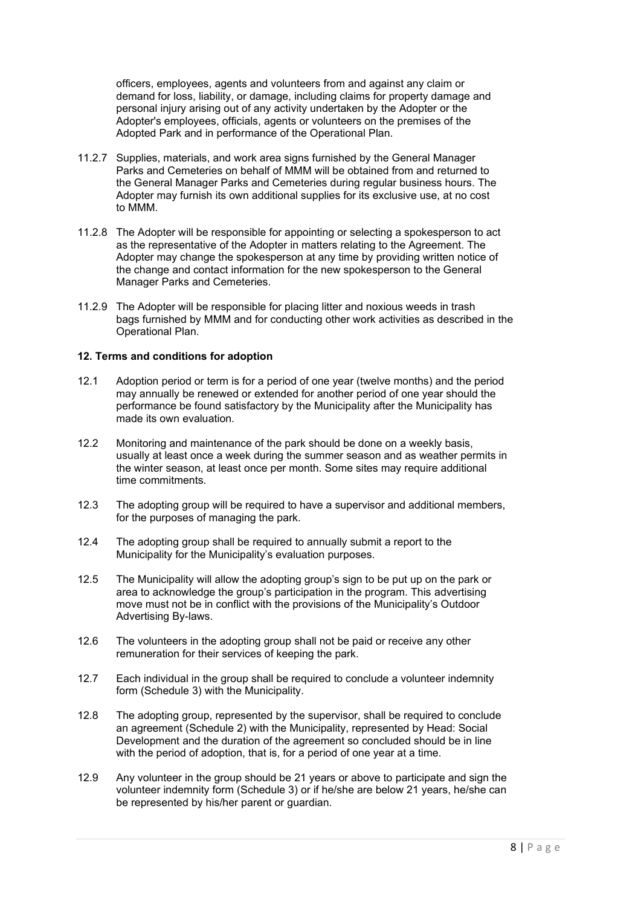officers, employees, agents and volunteers from and against any claim or demand for loss, liability, or damage, including claims for property damage and personal injury arising out of any activity undertaken by the Adopter or the Adopter's employees, officials, agents or volunteers on the premises of the Adopted Park and in performance of the Operational Plan.

11.2.7 Supplies, materials, and work area signs furnished by the General Manager Parks and Cemeteries on behalf of MMM will be obtained from and returned to the General Manager Parks and Cemeteries during regular business hours. The Adopter may furnish its own additional supplies for its exclusive use, at no cost to MMM.

11.2.8 The Adopter will be responsible for appointing or selecting a spokesperson to act as the representative of the Adopter in matters relating to the Agreement. The Adopter may change the spokesperson at any time by providing written notice of the change and contact information for the new spokesperson to the General Manager Parks and Cemeteries.

11.2.9 The Adopter will be responsible for placing litter and noxious weeds in trash bags furnished by MMM and for conducting other work activities as described in the Operational Plan.

**12. Terms and conditions for adoption**

12.1 Adoption period or term is for a period of one year (twelve months) and the period may annually be renewed or extended for another period of one year should the performance be found satisfactory by the Municipality after the Municipality has made its own evaluation.

12.2 Monitoring and maintenance of the park should be done on a weekly basis, usually at least once a week during the summer season and as weather permits in the winter season, at least once per month. Some sites may require additional time commitments.

12.3 The adopting group will be required to have a supervisor and additional members, for the purposes of managing the park.

12.4 The adopting group shall be required to annually submit a report to the Municipality for the Municipality's evaluation purposes.

12.5 The Municipality will allow the adopting group's sign to be put up on the park or area to acknowledge the group's participation in the program. This advertising move must not be in conflict with the provisions of the Municipality's Outdoor Advertising By-laws.

12.6 The volunteers in the adopting group shall not be paid or receive any other remuneration for their services of keeping the park.

12.7 Each individual in the group shall be required to conclude a volunteer indemnity form (Schedule 3) with the Municipality.

12.8 The adopting group, represented by the supervisor, shall be required to conclude an agreement (Schedule 2) with the Municipality, represented by Head: Social Development and the duration of the agreement so concluded should be in line with the period of adoption, that is, for a period of one year at a time.

12.9 Any volunteer in the group should be 21 years or above to participate and sign the volunteer indemnity form (Schedule 3) or if he/she are below 21 years, he/she can be represented by his/her parent or guardian.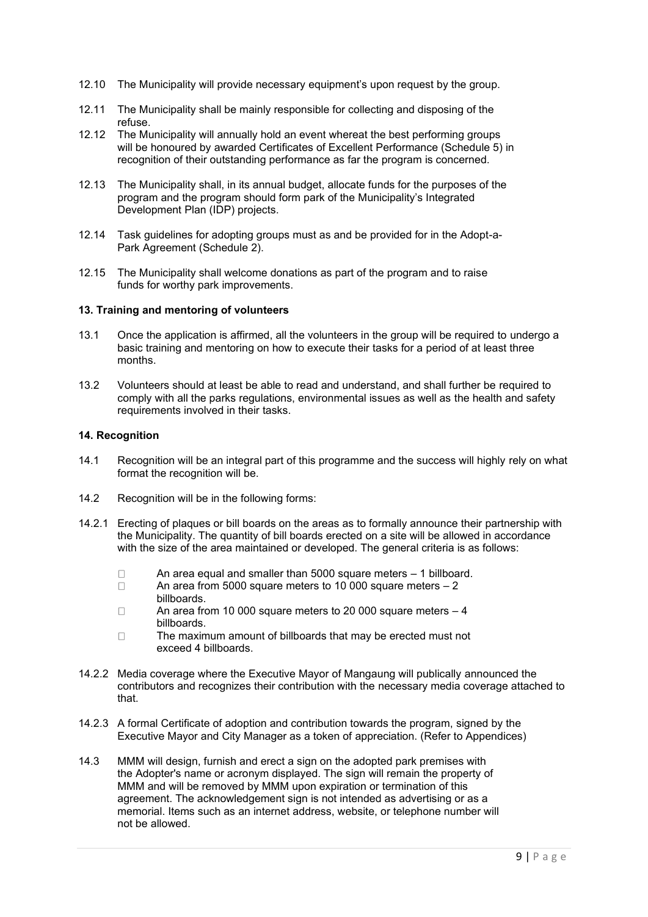12.10 The Municipality will provide necessary equipment's upon request by the group.

12.11 The Municipality shall be mainly responsible for collecting and disposing of the refuse.

12.12 The Municipality will annually hold an event whereat the best performing groups will be honoured by awarded Certificates of Excellent Performance (Schedule 5) in recognition of their outstanding performance as far the program is concerned.

12.13 The Municipality shall, in its annual budget, allocate funds for the purposes of the program and the program should form park of the Municipality's Integrated Development Plan (IDP) projects.

12.14 Task guidelines for adopting groups must as and be provided for in the Adopt-a-Park Agreement (Schedule 2).

12.15 The Municipality shall welcome donations as part of the program and to raise funds for worthy park improvements.

**13. Training and mentoring of volunteers**

13.1 Once the application is affirmed, all the volunteers in the group will be required to undergo a basic training and mentoring on how to execute their tasks for a period of at least three months.

13.2 Volunteers should at least be able to read and understand, and shall further be required to comply with all the parks regulations, environmental issues as well as the health and safety requirements involved in their tasks.

**14. Recognition**

14.1 Recognition will be an integral part of this programme and the success will highly rely on what format the recognition will be.

14.2 Recognition will be in the following forms:

14.2.1 Erecting of plaques or bill boards on the areas as to formally announce their partnership with the Municipality. The quantity of bill boards erected on a site will be allowed in accordance with the size of the area maintained or developed. The general criteria is as follows:

- An area equal and smaller than 5000 square meters – 1 billboard.
- An area from 5000 square meters to 10 000 square meters – 2 billboards.
- An area from 10 000 square meters to 20 000 square meters – 4 billboards.
- The maximum amount of billboards that may be erected must not exceed 4 billboards.

14.2.2 Media coverage where the Executive Mayor of Mangaung will publically announced the contributors and recognizes their contribution with the necessary media coverage attached to that.

14.2.3 A formal Certificate of adoption and contribution towards the program, signed by the Executive Mayor and City Manager as a token of appreciation. (Refer to Appendices)

14.3 MMM will design, furnish and erect a sign on the adopted park premises with the Adopter's name or acronym displayed. The sign will remain the property of MMM and will be removed by MMM upon expiration or termination of this agreement. The acknowledgement sign is not intended as advertising or as a memorial. Items such as an internet address, website, or telephone number will not be allowed.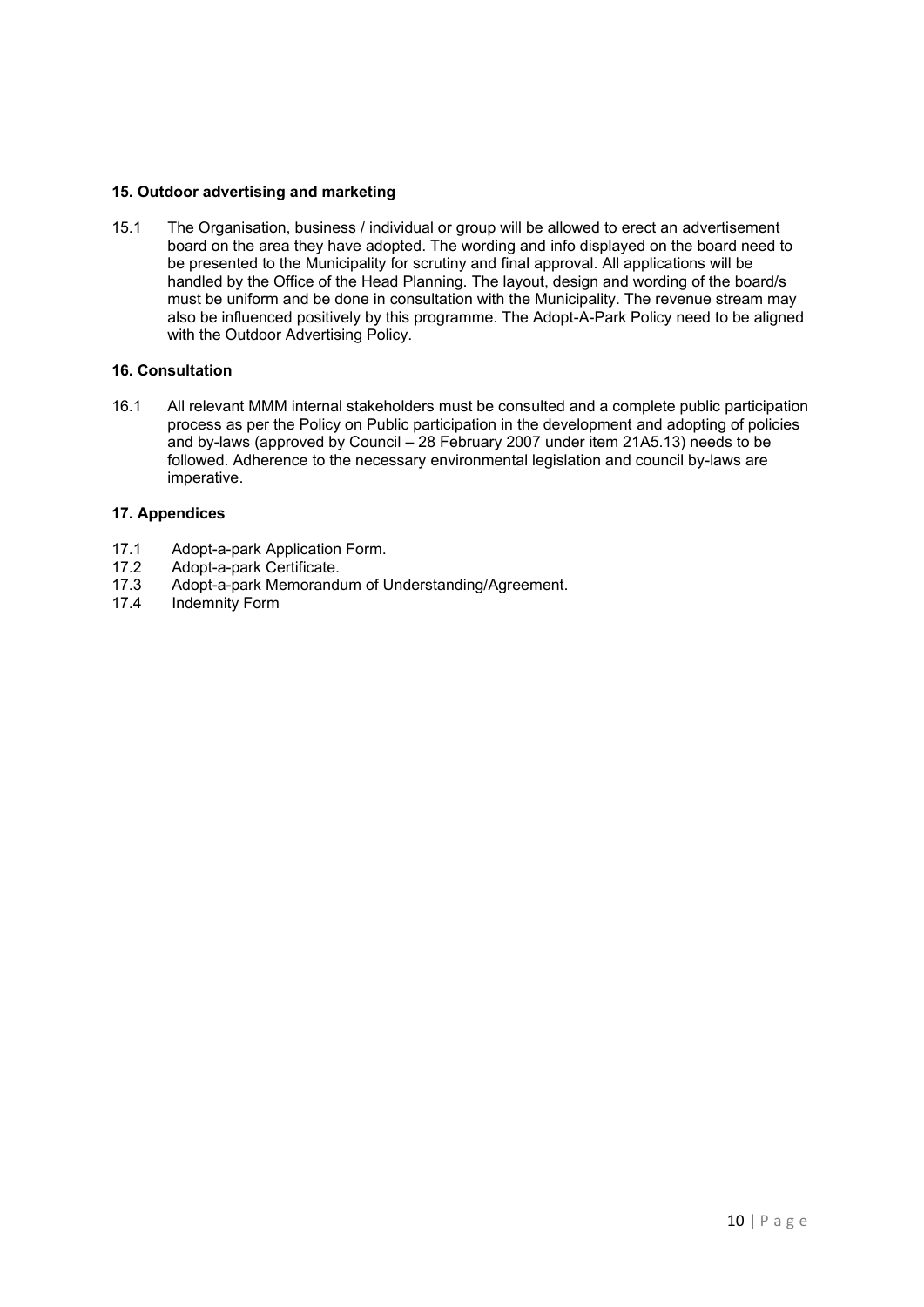## 15. Outdoor advertising and marketing

15.1 The Organisation, business / individual or group will be allowed to erect an advertisement board on the area they have adopted. The wording and info displayed on the board need to be presented to the Municipality for scrutiny and final approval. All applications will be handled by the Office of the Head Planning. The layout, design and wording of the board/s must be uniform and be done in consultation with the Municipality. The revenue stream may also be influenced positively by this programme. The Adopt-A-Park Policy need to be aligned with the Outdoor Advertising Policy.

## 16. Consultation

16.1 All relevant MMM internal stakeholders must be consulted and a complete public participation process as per the Policy on Public participation in the development and adopting of policies and by-laws (approved by Council – 28 February 2007 under item 21A5.13) needs to be followed. Adherence to the necessary environmental legislation and council by-laws are imperative.

## 17. Appendices

17.1 Adopt-a-park Application Form.
17.2 Adopt-a-park Certificate.
17.3 Adopt-a-park Memorandum of Understanding/Agreement.
17.4 Indemnity Form